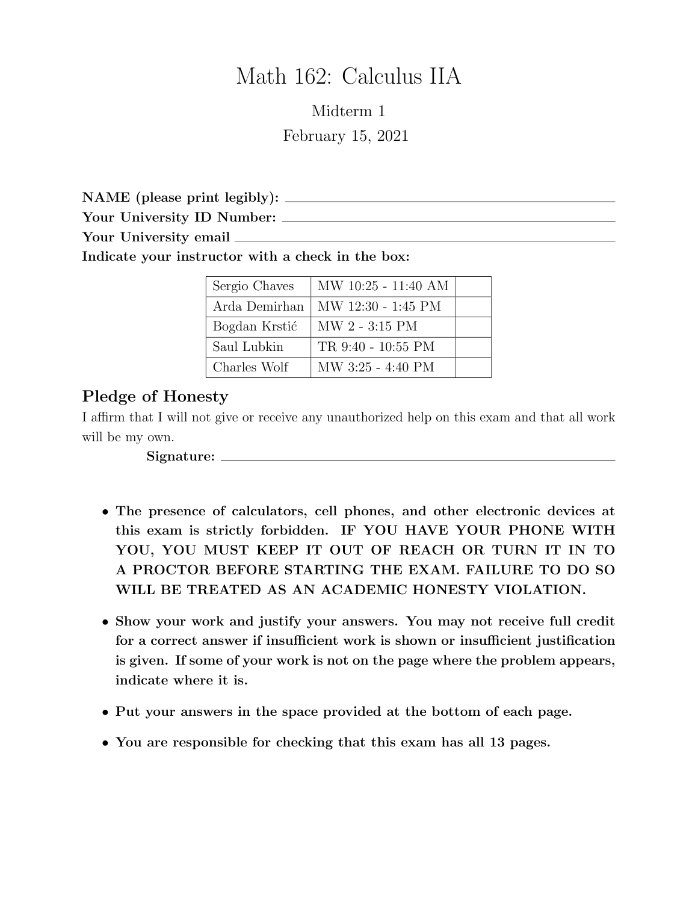# Math 162: Calculus IIA

Midterm 1

February 15, 2021

**NAME (please print legibly):** ______________________________

**Your University ID Number:** ______________________________

**Your University email** ______________________________

**Indicate your instructor with a check in the box:**

| | | |
|---|---|---|
| Sergio Chaves | MW 10:25 - 11:40 AM | |
| Arda Demirhan | MW 12:30 - 1:45 PM | |
| Bogdan Krstić | MW 2 - 3:15 PM | |
| Saul Lubkin | TR 9:40 - 10:55 PM | |
| Charles Wolf | MW 3:25 - 4:40 PM | |

## Pledge of Honesty

I affirm that I will not give or receive any unauthorized help on this exam and that all work will be my own.

**Signature:** ______________________________

- **The presence of calculators, cell phones, and other electronic devices at this exam is strictly forbidden. IF YOU HAVE YOUR PHONE WITH YOU, YOU MUST KEEP IT OUT OF REACH OR TURN IT IN TO A PROCTOR BEFORE STARTING THE EXAM. FAILURE TO DO SO WILL BE TREATED AS AN ACADEMIC HONESTY VIOLATION.**
- **Show your work and justify your answers. You may not receive full credit for a correct answer if insufficient work is shown or insufficient justification is given. If some of your work is not on the page where the problem appears, indicate where it is.**
- **Put your answers in the space provided at the bottom of each page.**
- **You are responsible for checking that this exam has all 13 pages.**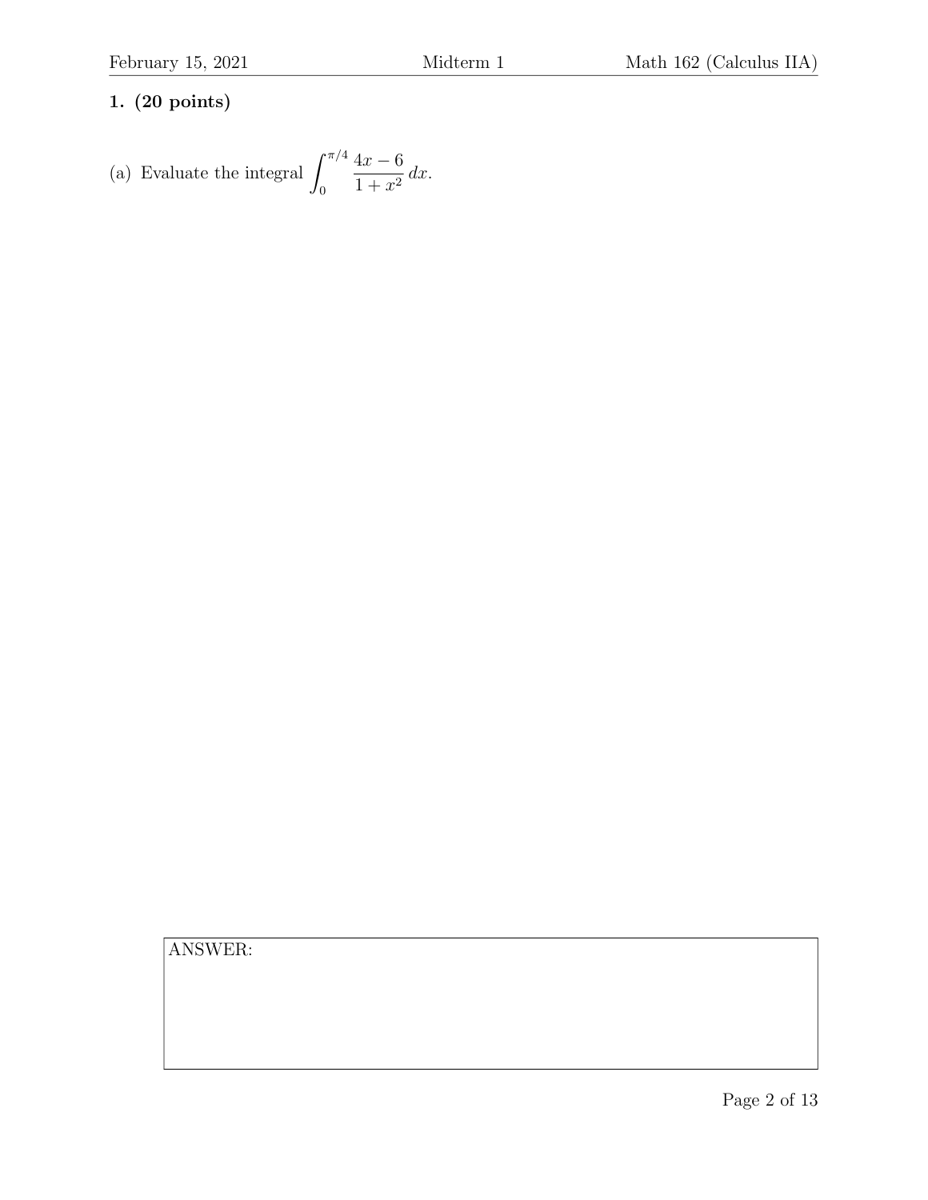**1. (20 points)**

(a) Evaluate the integral $\displaystyle\int_0^{\pi/4} \frac{4x-6}{1+x^2}\,dx$.

ANSWER: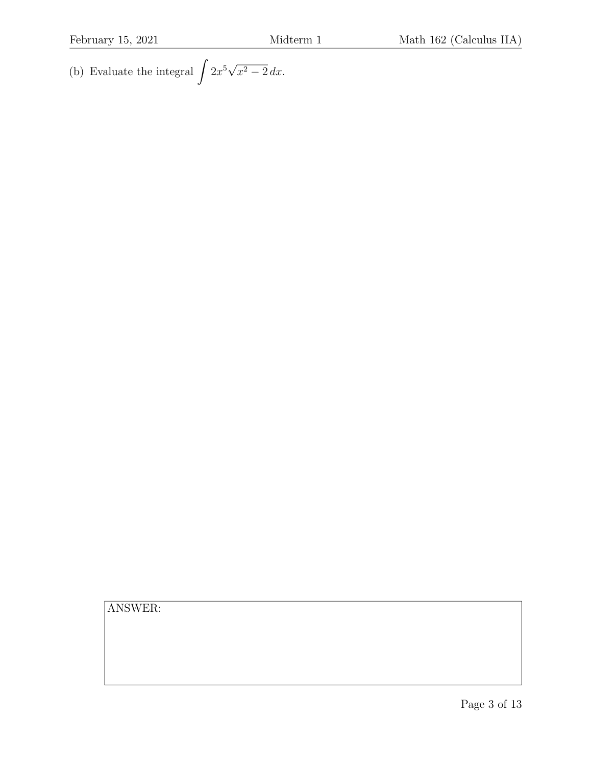(b) Evaluate the integral $\int 2x^5\sqrt{x^2-2}\,dx$.

ANSWER: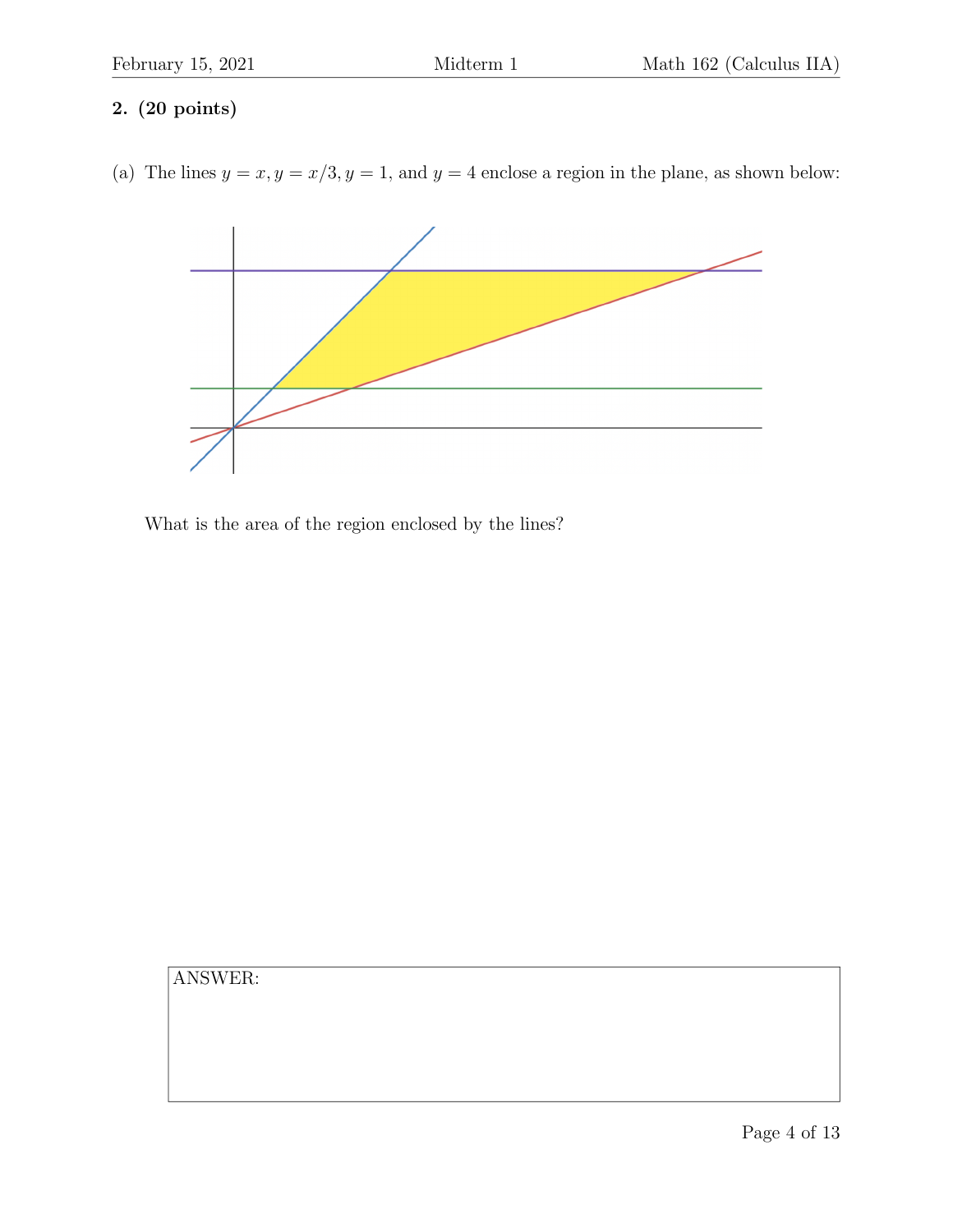**2. (20 points)**

(a) The lines $y = x, y = x/3, y = 1$, and $y = 4$ enclose a region in the plane, as shown below:

What is the area of the region enclosed by the lines?

ANSWER: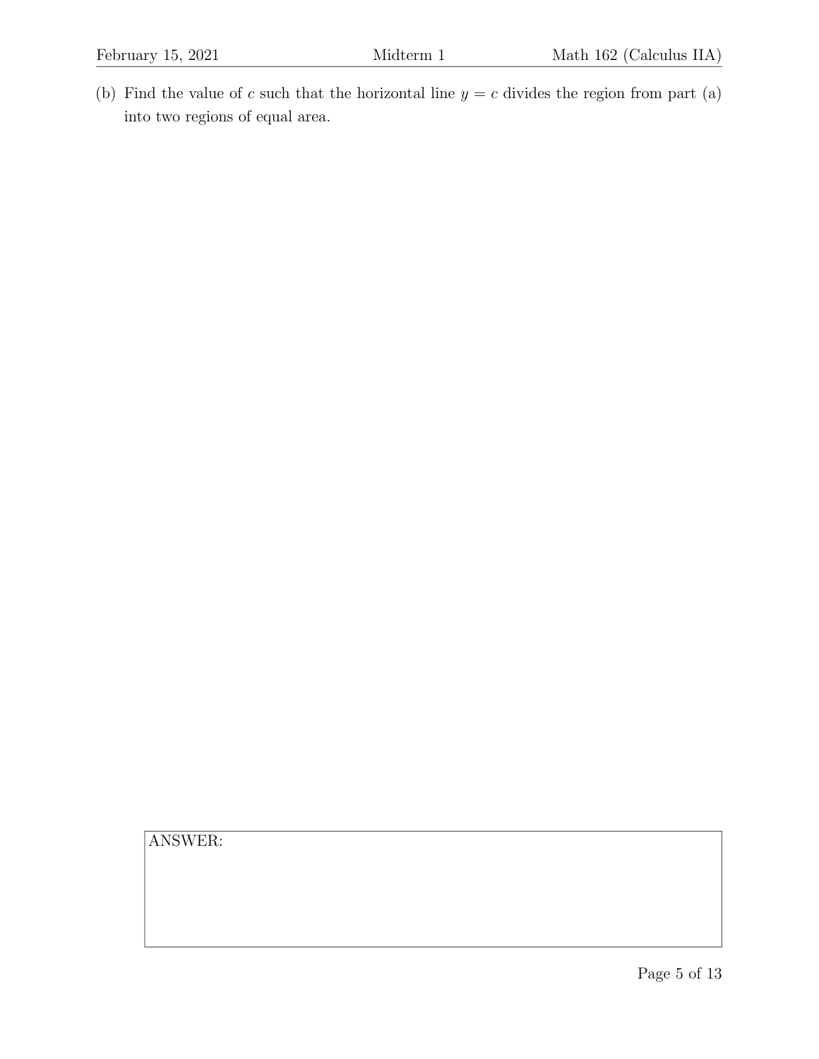(b) Find the value of $c$ such that the horizontal line $y = c$ divides the region from part (a) into two regions of equal area.

ANSWER: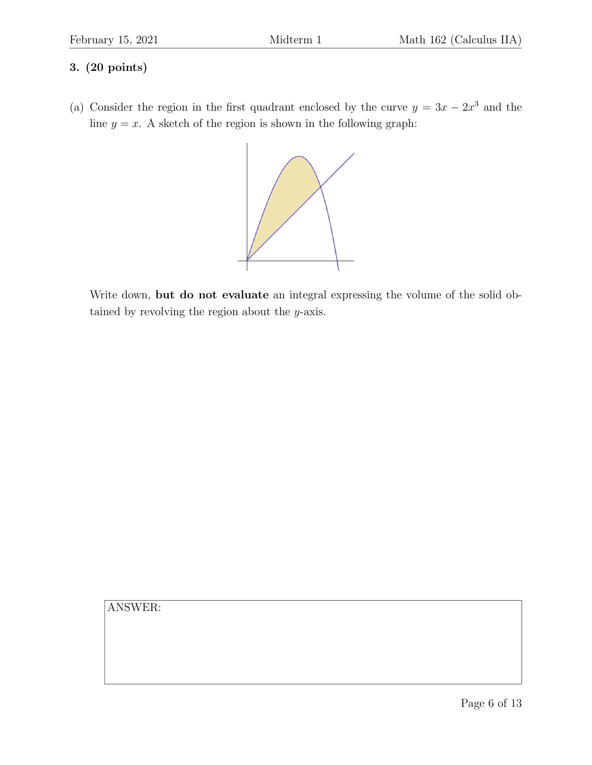**3. (20 points)**

(a) Consider the region in the first quadrant enclosed by the curve $y = 3x - 2x^3$ and the line $y = x$. A sketch of the region is shown in the following graph:

Write down, **but do not evaluate** an integral expressing the volume of the solid obtained by revolving the region about the $y$-axis.

ANSWER: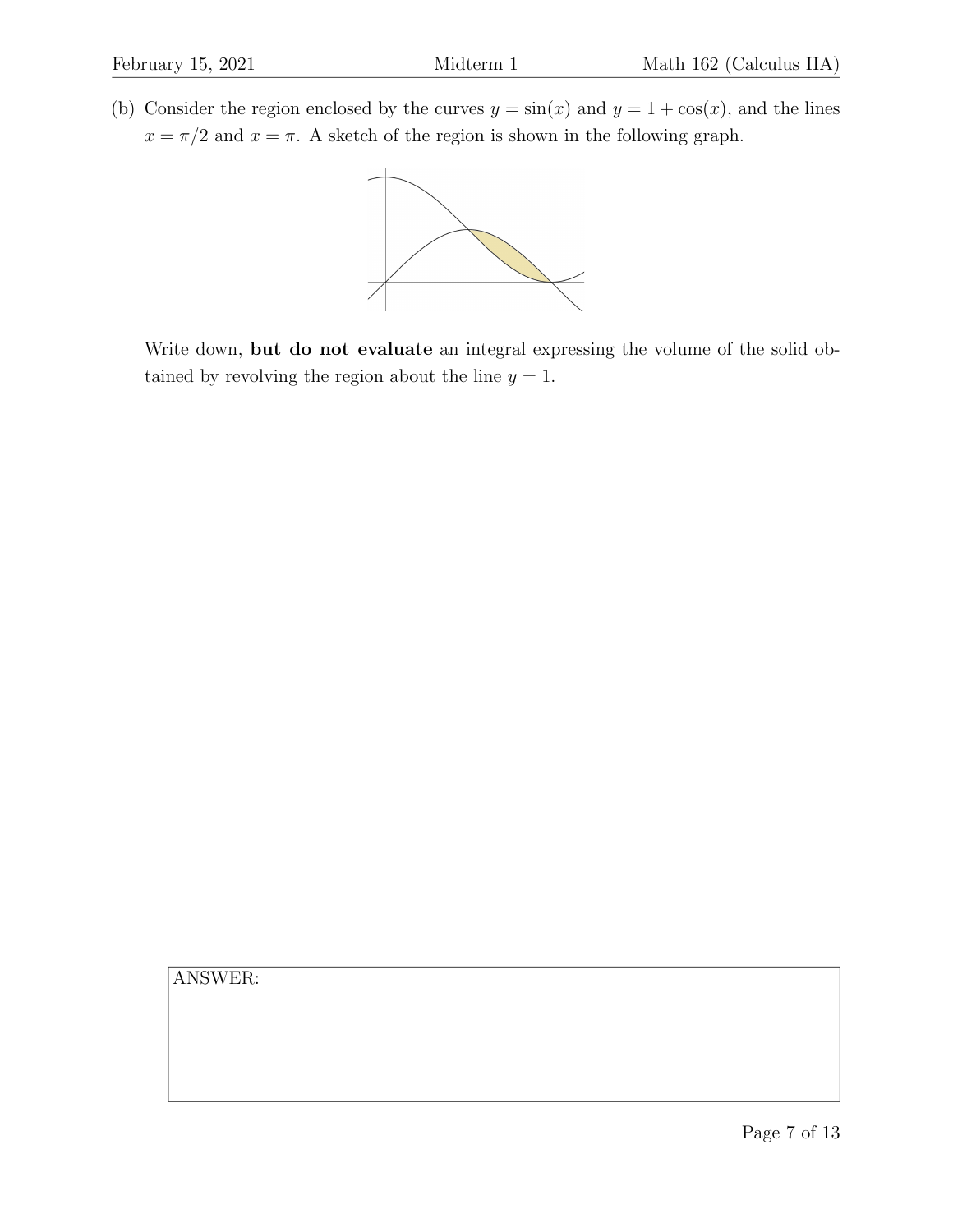(b) Consider the region enclosed by the curves $y = \sin(x)$ and $y = 1 + \cos(x)$, and the lines $x = \pi/2$ and $x = \pi$. A sketch of the region is shown in the following graph.

Write down, **but do not evaluate** an integral expressing the volume of the solid obtained by revolving the region about the line $y = 1$.

ANSWER: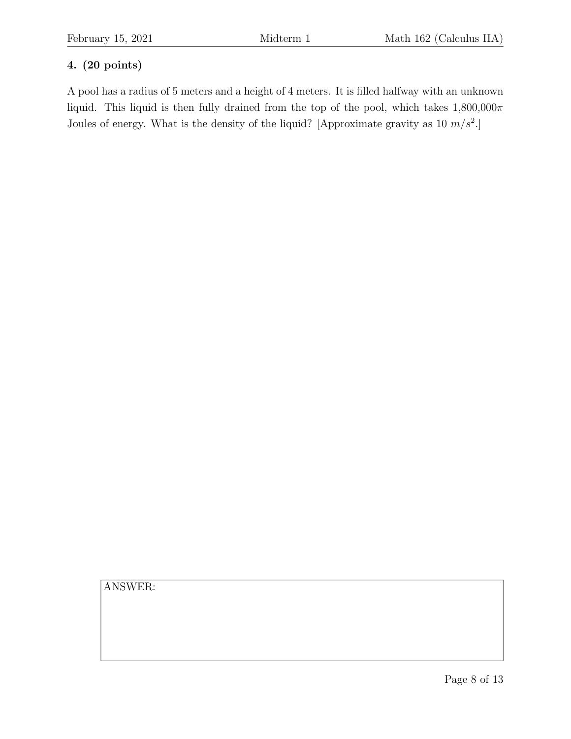**4. (20 points)**

A pool has a radius of 5 meters and a height of 4 meters. It is filled halfway with an unknown liquid. This liquid is then fully drained from the top of the pool, which takes 1,800,000$\pi$ Joules of energy. What is the density of the liquid? [Approximate gravity as 10 $m/s^2$.]

ANSWER: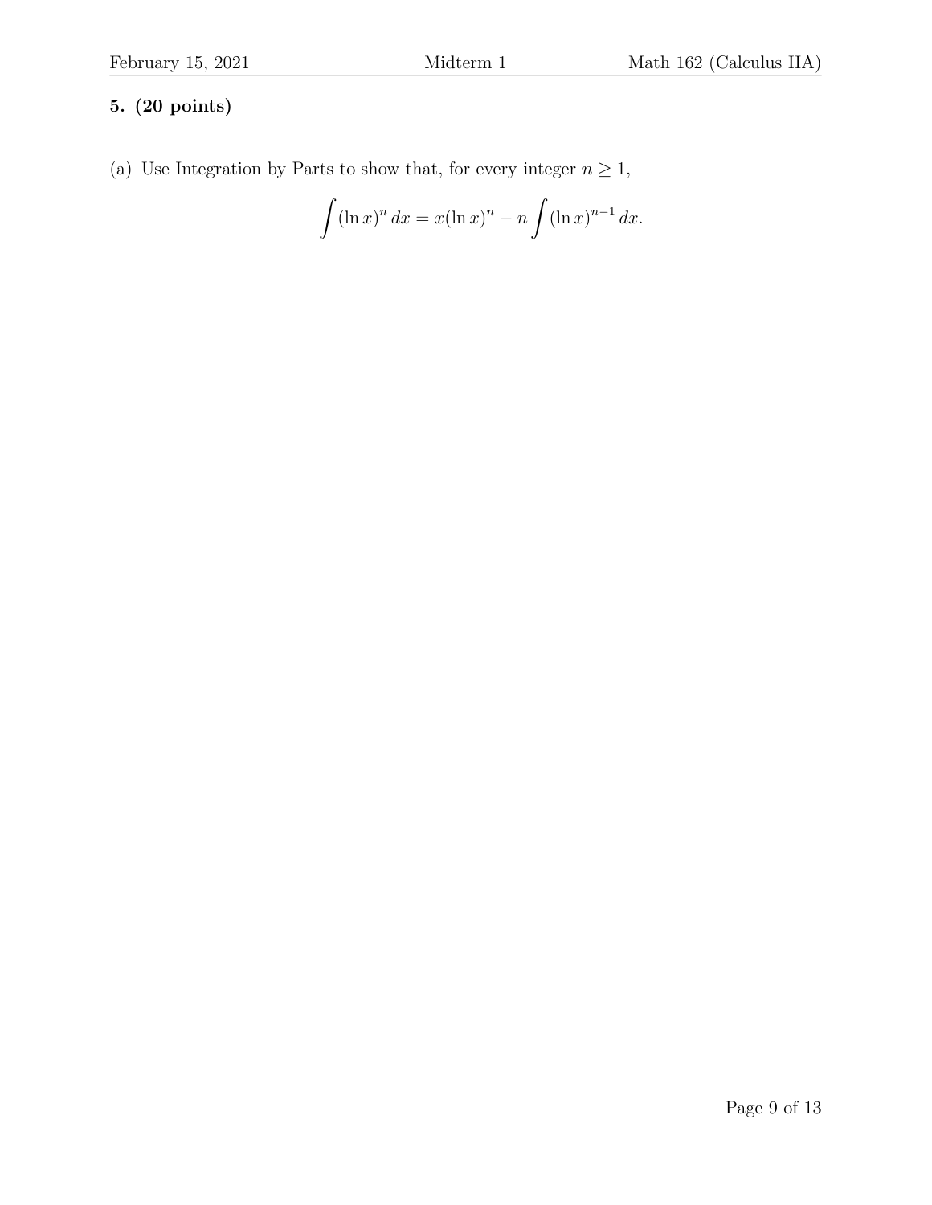**5. (20 points)**

(a) Use Integration by Parts to show that, for every integer $n \geq 1$,

$$\int (\ln x)^n \, dx = x(\ln x)^n - n \int (\ln x)^{n-1} \, dx.$$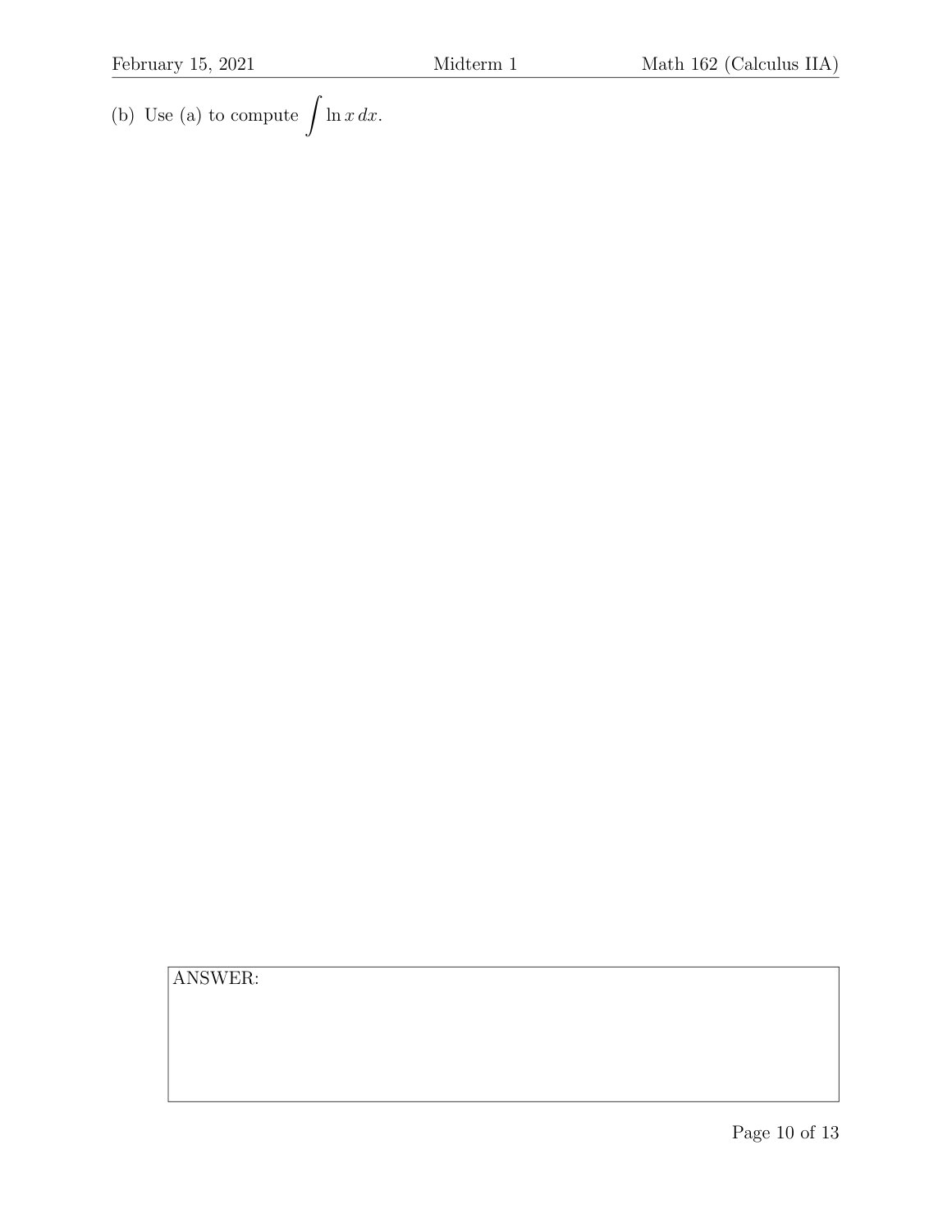(b) Use (a) to compute $\int \ln x \, dx$.

ANSWER: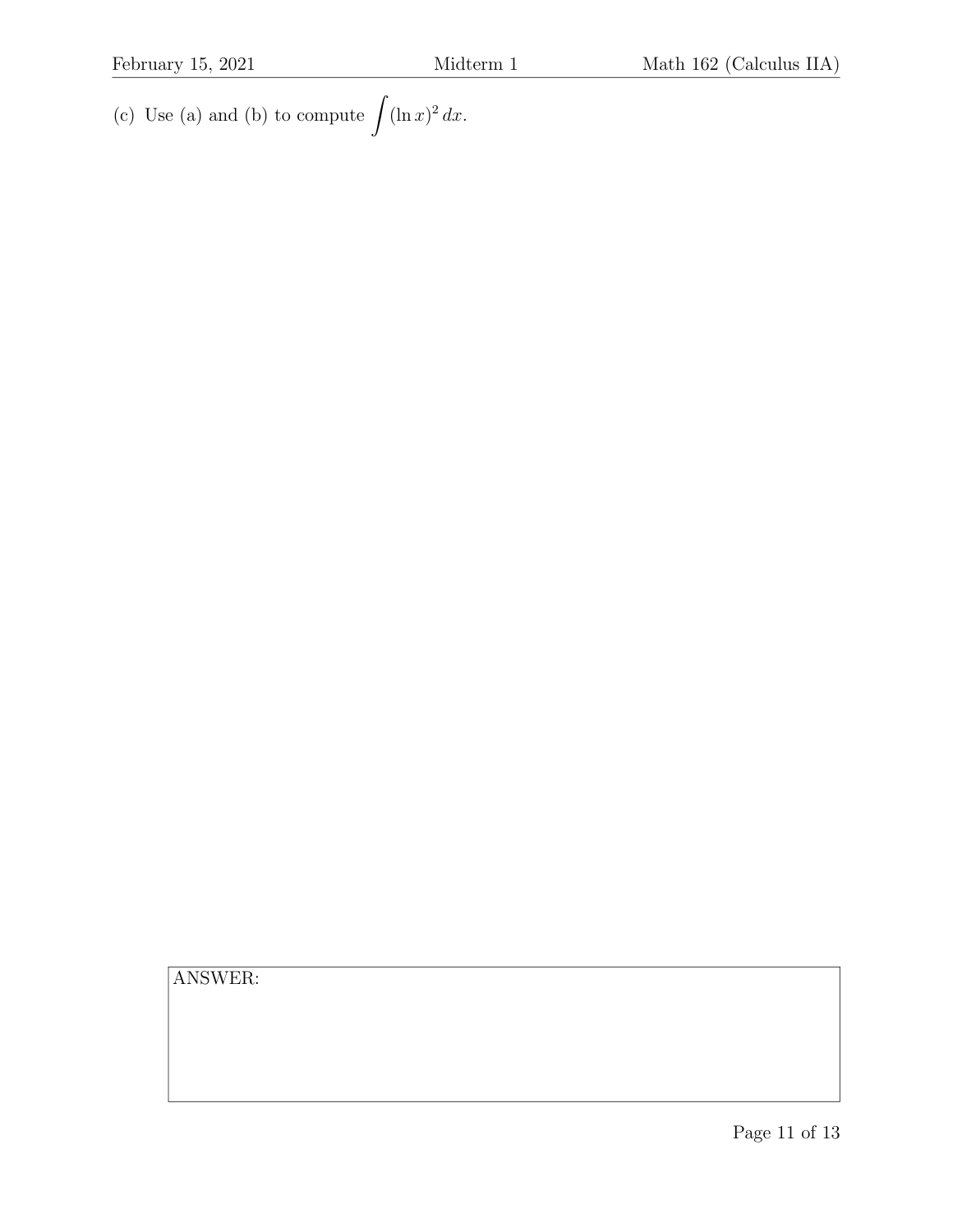(c) Use (a) and (b) to compute $\int (\ln x)^2 \, dx$.

ANSWER: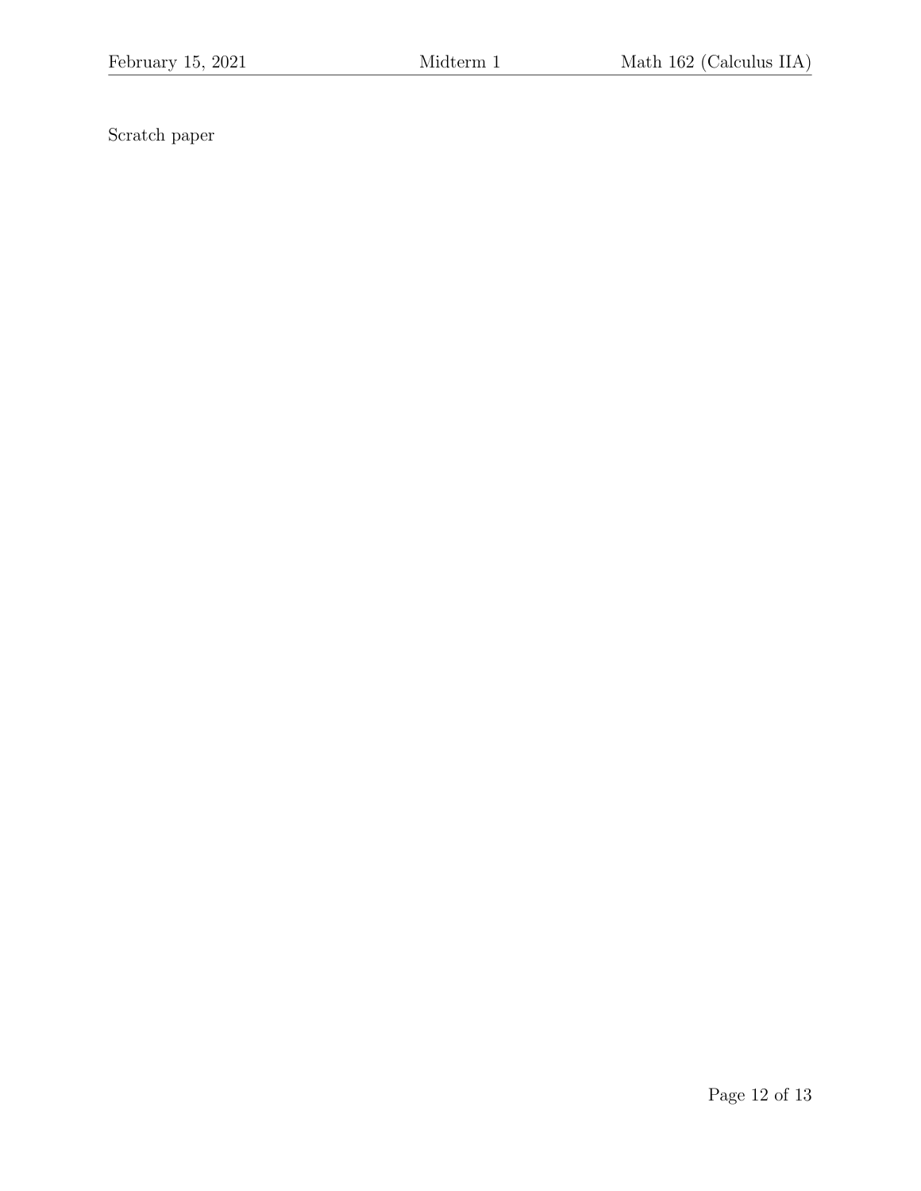Scratch paper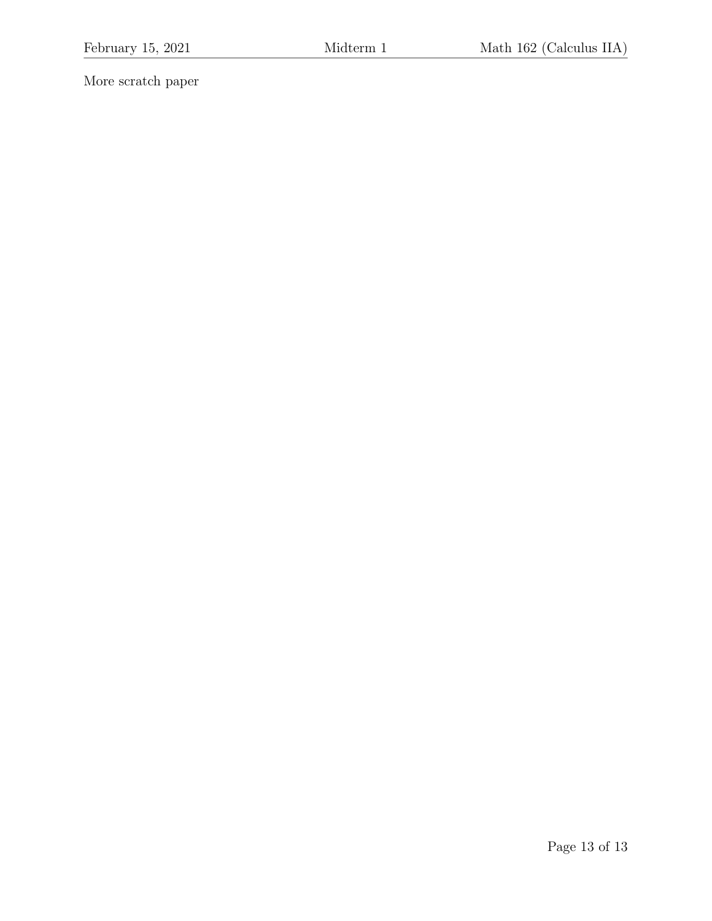More scratch paper